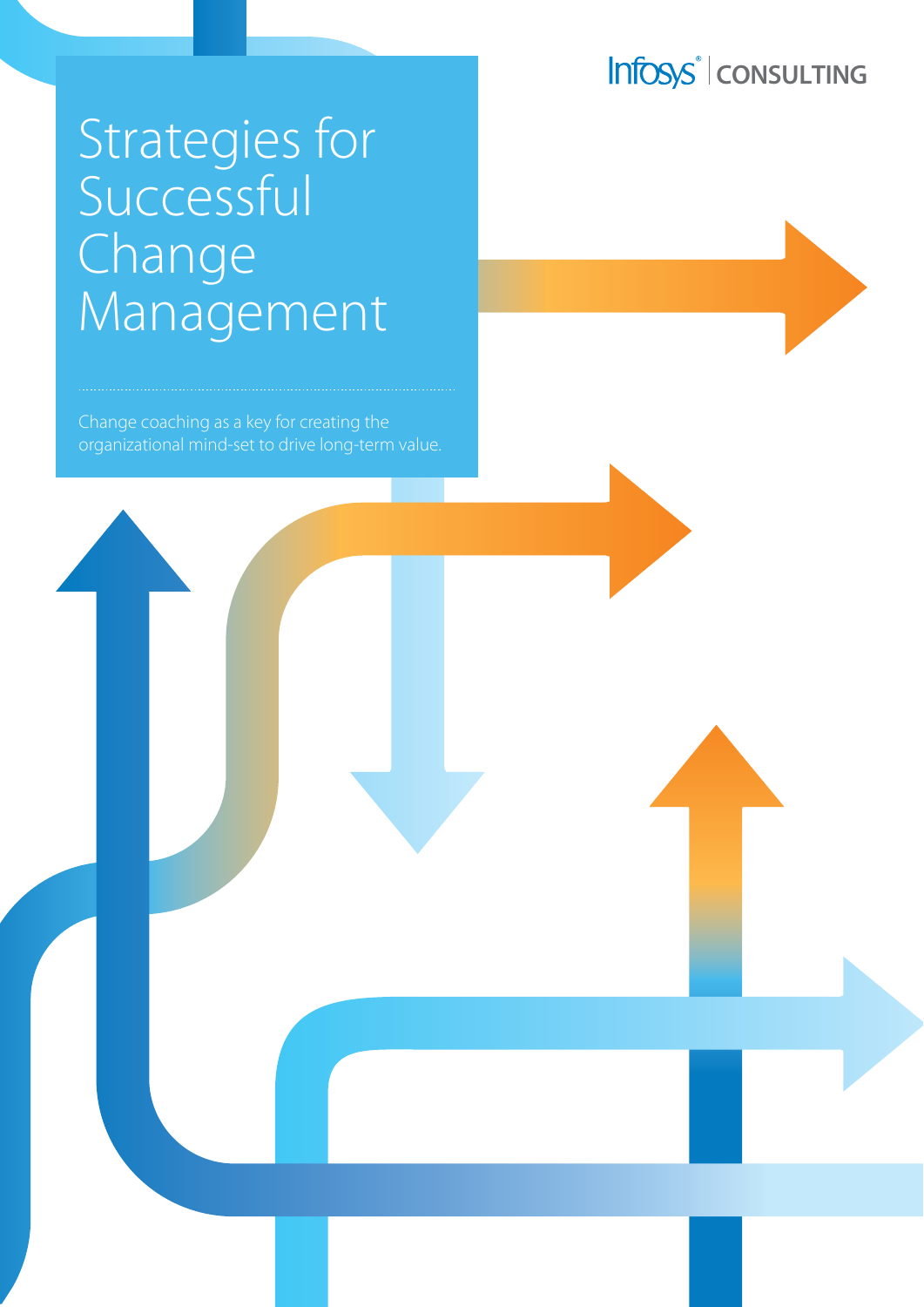Infosys® | CONSULTING

# Strategies for Successful Change Management

Change coaching as a key for creating the organizational mind-set to drive long-term value.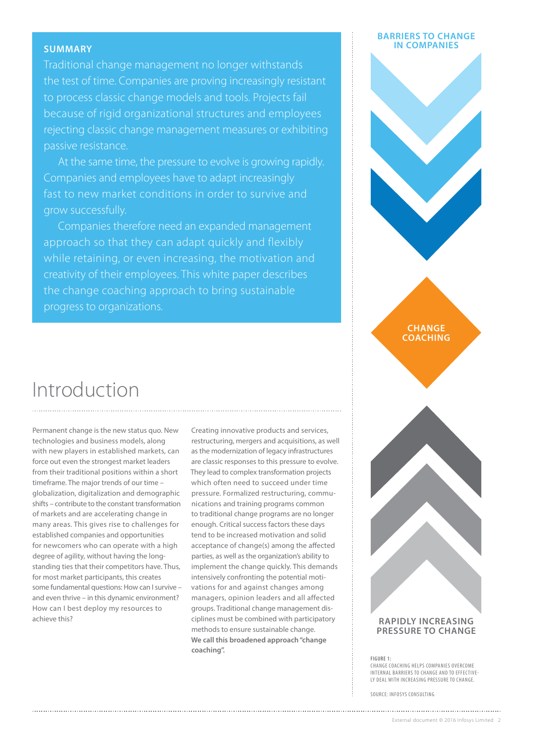## SUMMARY

Traditional change management no longer withstands the test of time. Companies are proving increasingly resistant to process classic change models and tools. Projects fail because of rigid organizational structures and employees rejecting classic change management measures or exhibiting passive resistance.

At the same time, the pressure to evolve is growing rapidly. Companies and employees have to adapt increasingly fast to new market conditions in order to survive and grow successfully.

Companies therefore need an expanded management approach so that they can adapt quickly and flexibly while retaining, or even increasing, the motivation and creativity of their employees. This white paper describes the change coaching approach to bring sustainable progress to organizations.

# Introduction

Permanent change is the new status quo. New technologies and business models, along with new players in established markets, can force out even the strongest market leaders from their traditional positions within a short timeframe. The major trends of our time – globalization, digitalization and demographic shifts – contribute to the constant transformation of markets and are accelerating change in many areas. This gives rise to challenges for established companies and opportunities for newcomers who can operate with a high degree of agility, without having the long-standing ties that their competitors have. Thus, for most market participants, this creates some fundamental questions: How can I survive – and even thrive – in this dynamic environment? How can I best deploy my resources to achieve this?

Creating innovative products and services, restructuring, mergers and acquisitions, as well as the modernization of legacy infrastructures are classic responses to this pressure to evolve. They lead to complex transformation projects which often need to succeed under time pressure. Formalized restructuring, communications and training programs common to traditional change programs are no longer enough. Critical success factors these days tend to be increased motivation and solid acceptance of change(s) among the affected parties, as well as the organization's ability to implement the change quickly. This demands intensively confronting the potential motivations for and against changes among managers, opinion leaders and all affected groups. Traditional change management disciplines must be combined with participatory methods to ensure sustainable change. **We call this broadened approach "change coaching".**

BARRIERS TO CHANGE IN COMPANIES

CHANGE COACHING

RAPIDLY INCREASING PRESSURE TO CHANGE

FIGURE 1:
CHANGE COACHING HELPS COMPANIES OVERCOME INTERNAL BARRIERS TO CHANGE AND TO EFFECTIVELY DEAL WITH INCREASING PRESSURE TO CHANGE.

SOURCE: INFOSYS CONSULTING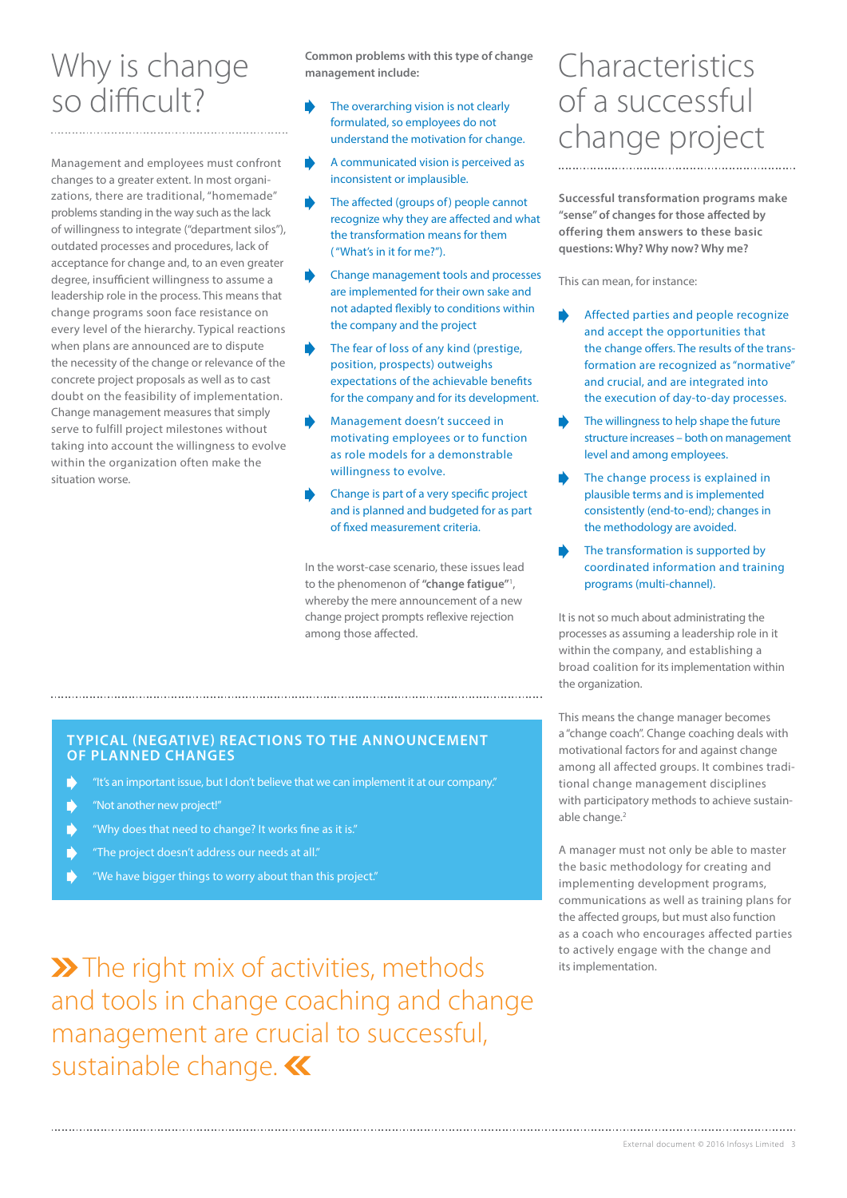# Why is change so difficult?

Management and employees must confront changes to a greater extent. In most organizations, there are traditional, "homemade" problems standing in the way such as the lack of willingness to integrate ("department silos"), outdated processes and procedures, lack of acceptance for change and, to an even greater degree, insufficient willingness to assume a leadership role in the process. This means that change programs soon face resistance on every level of the hierarchy. Typical reactions when plans are announced are to dispute the necessity of the change or relevance of the concrete project proposals as well as to cast doubt on the feasibility of implementation. Change management measures that simply serve to fulfill project milestones without taking into account the willingness to evolve within the organization often make the situation worse.

**Common problems with this type of change management include:**

- The overarching vision is not clearly formulated, so employees do not understand the motivation for change.
- A communicated vision is perceived as inconsistent or implausible.
- The affected (groups of) people cannot recognize why they are affected and what the transformation means for them ("What's in it for me?").
- Change management tools and processes are implemented for their own sake and not adapted flexibly to conditions within the company and the project
- The fear of loss of any kind (prestige, position, prospects) outweighs expectations of the achievable benefits for the company and for its development.
- Management doesn't succeed in motivating employees or to function as role models for a demonstrable willingness to evolve.
- Change is part of a very specific project and is planned and budgeted for as part of fixed measurement criteria.

In the worst-case scenario, these issues lead to the phenomenon of **"change fatigue"**[1], whereby the mere announcement of a new change project prompts reflexive rejection among those affected.

## TYPICAL (NEGATIVE) REACTIONS TO THE ANNOUNCEMENT OF PLANNED CHANGES

- "It's an important issue, but I don't believe that we can implement it at our company."
- "Not another new project!"
- "Why does that need to change? It works fine as it is."
- "The project doesn't address our needs at all."
- "We have bigger things to worry about than this project."

» The right mix of activities, methods and tools in change coaching and change management are crucial to successful, sustainable change. «

# Characteristics of a successful change project

**Successful transformation programs make "sense" of changes for those affected by offering them answers to these basic questions: Why? Why now? Why me?**

This can mean, for instance:

- Affected parties and people recognize and accept the opportunities that the change offers. The results of the transformation are recognized as "normative" and crucial, and are integrated into the execution of day-to-day processes.
- The willingness to help shape the future structure increases – both on management level and among employees.
- The change process is explained in plausible terms and is implemented consistently (end-to-end); changes in the methodology are avoided.
- The transformation is supported by coordinated information and training programs (multi-channel).

It is not so much about administrating the processes as assuming a leadership role in it within the company, and establishing a broad coalition for its implementation within the organization.

This means the change manager becomes a "change coach". Change coaching deals with motivational factors for and against change among all affected groups. It combines traditional change management disciplines with participatory methods to achieve sustainable change.[2]

A manager must not only be able to master the basic methodology for creating and implementing development programs, communications as well as training plans for the affected groups, but must also function as a coach who encourages affected parties to actively engage with the change and its implementation.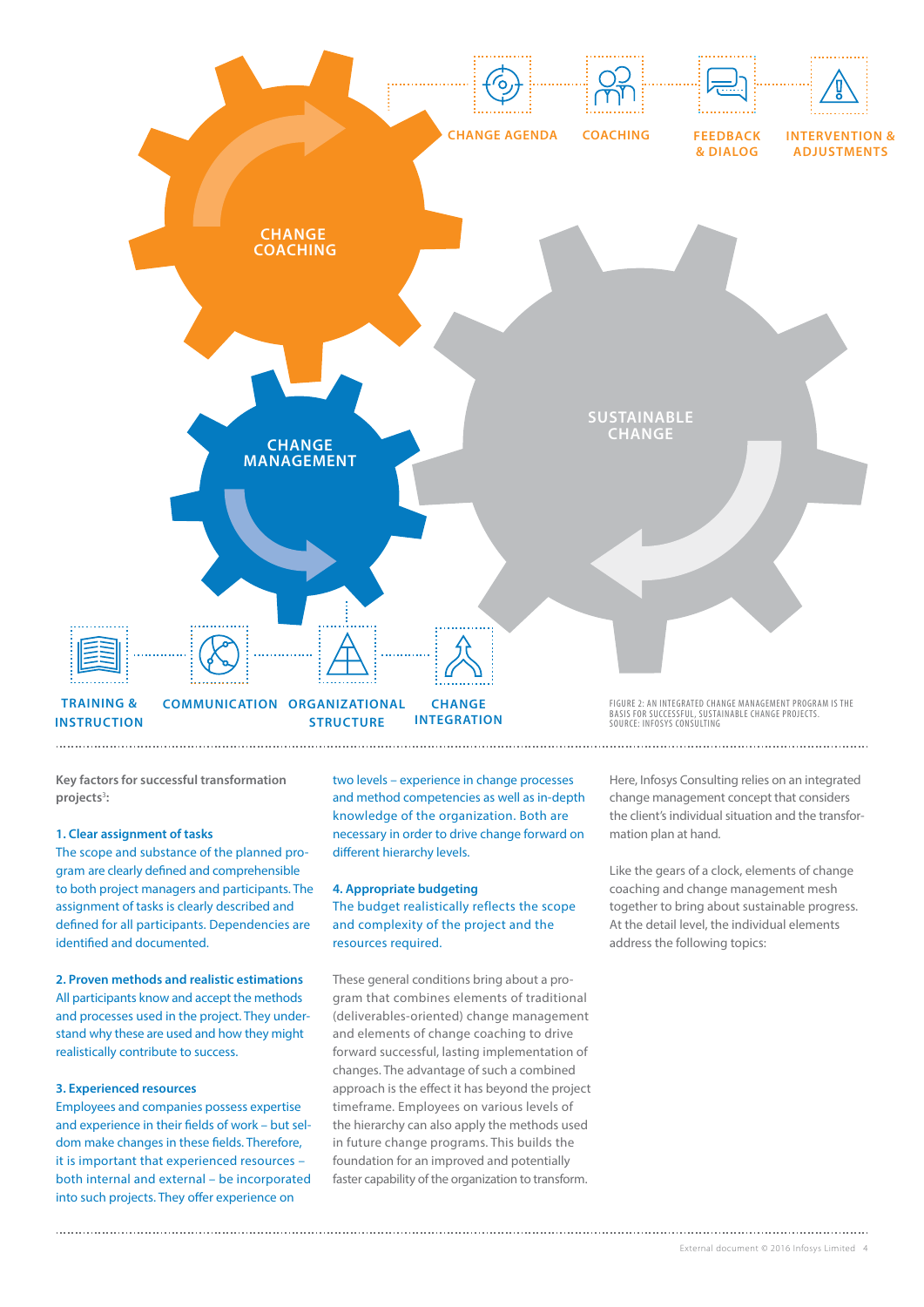CHANGE AGENDA | COACHING | FEEDBACK & DIALOG | INTERVENTION & ADJUSTMENTS

CHANGE COACHING

CHANGE MANAGEMENT

SUSTAINABLE CHANGE

TRAINING & INSTRUCTION | COMMUNICATION | ORGANIZATIONAL STRUCTURE | CHANGE INTEGRATION

FIGURE 2: AN INTEGRATED CHANGE MANAGEMENT PROGRAM IS THE BASIS FOR SUCCESSFUL, SUSTAINABLE CHANGE PROJECTS.
SOURCE: INFOSYS CONSULTING

**Key factors for successful transformation projects**[3]**:**

**1. Clear assignment of tasks**
The scope and substance of the planned program are clearly defined and comprehensible to both project managers and participants. The assignment of tasks is clearly described and defined for all participants. Dependencies are identified and documented.

**2. Proven methods and realistic estimations**
All participants know and accept the methods and processes used in the project. They understand why these are used and how they might realistically contribute to success.

**3. Experienced resources**
Employees and companies possess expertise and experience in their fields of work – but seldom make changes in these fields. Therefore, it is important that experienced resources – both internal and external – be incorporated into such projects. They offer experience on two levels – experience in change processes and method competencies as well as in-depth knowledge of the organization. Both are necessary in order to drive change forward on different hierarchy levels.

**4. Appropriate budgeting**
The budget realistically reflects the scope and complexity of the project and the resources required.

These general conditions bring about a program that combines elements of traditional (deliverables-oriented) change management and elements of change coaching to drive forward successful, lasting implementation of changes. The advantage of such a combined approach is the effect it has beyond the project timeframe. Employees on various levels of the hierarchy can also apply the methods used in future change programs. This builds the foundation for an improved and potentially faster capability of the organization to transform.

Here, Infosys Consulting relies on an integrated change management concept that considers the client's individual situation and the transformation plan at hand.

Like the gears of a clock, elements of change coaching and change management mesh together to bring about sustainable progress. At the detail level, the individual elements address the following topics: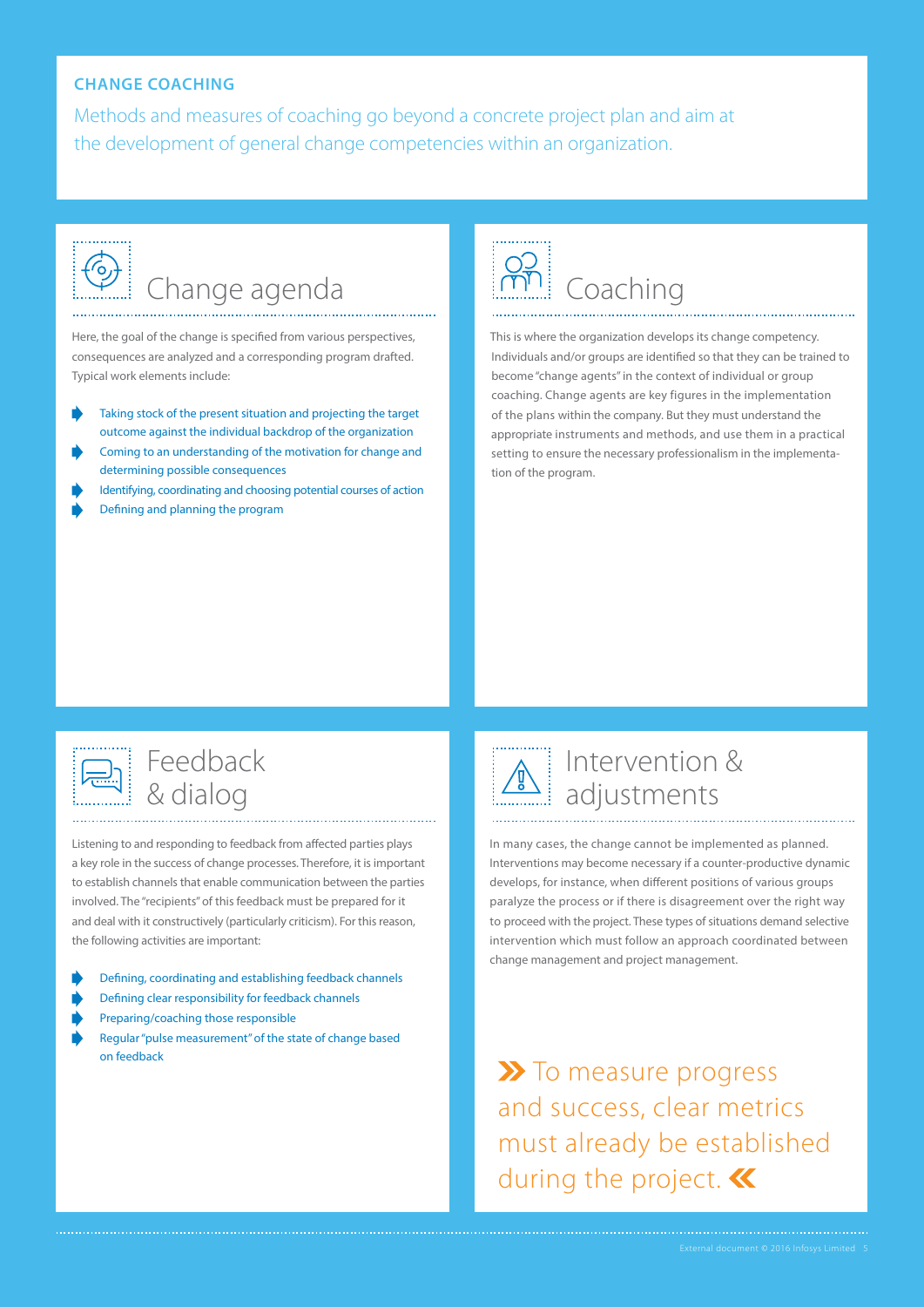## CHANGE COACHING

Methods and measures of coaching go beyond a concrete project plan and aim at the development of general change competencies within an organization.

### Change agenda

Here, the goal of the change is specified from various perspectives, consequences are analyzed and a corresponding program drafted. Typical work elements include:

- Taking stock of the present situation and projecting the target outcome against the individual backdrop of the organization
- Coming to an understanding of the motivation for change and determining possible consequences
- Identifying, coordinating and choosing potential courses of action
- Defining and planning the program

### Coaching

This is where the organization develops its change competency. Individuals and/or groups are identified so that they can be trained to become "change agents" in the context of individual or group coaching. Change agents are key figures in the implementation of the plans within the company. But they must understand the appropriate instruments and methods, and use them in a practical setting to ensure the necessary professionalism in the implementation of the program.

### Feedback & dialog

Listening to and responding to feedback from affected parties plays a key role in the success of change processes. Therefore, it is important to establish channels that enable communication between the parties involved. The "recipients" of this feedback must be prepared for it and deal with it constructively (particularly criticism). For this reason, the following activities are important:

- Defining, coordinating and establishing feedback channels
- Defining clear responsibility for feedback channels
- Preparing/coaching those responsible
- Regular "pulse measurement" of the state of change based on feedback

### Intervention & adjustments

In many cases, the change cannot be implemented as planned. Interventions may become necessary if a counter-productive dynamic develops, for instance, when different positions of various groups paralyze the process or if there is disagreement over the right way to proceed with the project. These types of situations demand selective intervention which must follow an approach coordinated between change management and project management.

» To measure progress and success, clear metrics must already be established during the project. «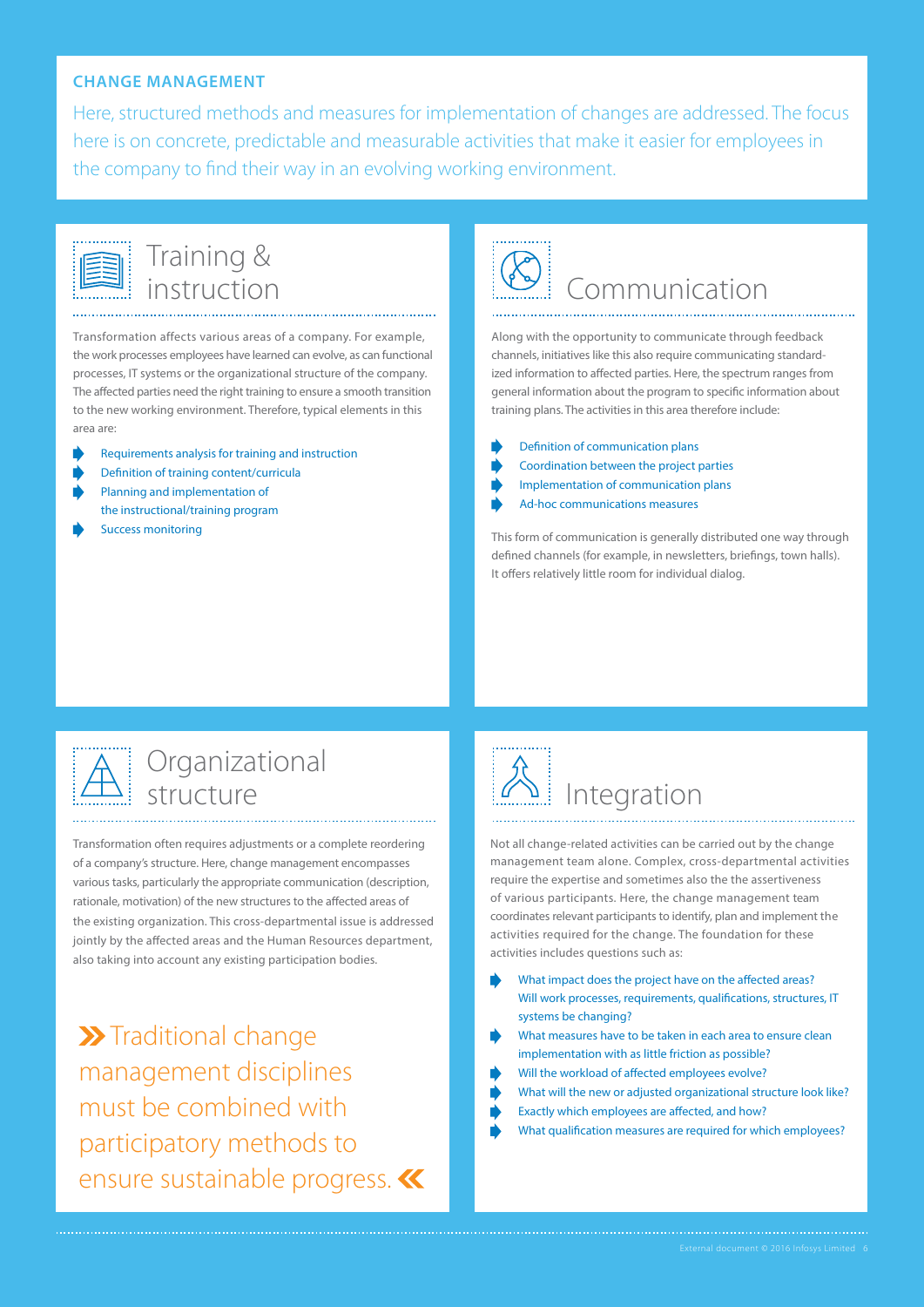## CHANGE MANAGEMENT

Here, structured methods and measures for implementation of changes are addressed. The focus here is on concrete, predictable and measurable activities that make it easier for employees in the company to find their way in an evolving working environment.

### Training & instruction

Transformation affects various areas of a company. For example, the work processes employees have learned can evolve, as can functional processes, IT systems or the organizational structure of the company. The affected parties need the right training to ensure a smooth transition to the new working environment. Therefore, typical elements in this area are:

- Requirements analysis for training and instruction
- Definition of training content/curricula
- Planning and implementation of the instructional/training program
- Success monitoring

### Communication

Along with the opportunity to communicate through feedback channels, initiatives like this also require communicating standardized information to affected parties. Here, the spectrum ranges from general information about the program to specific information about training plans. The activities in this area therefore include:

- Definition of communication plans
- Coordination between the project parties
- Implementation of communication plans
- Ad-hoc communications measures

This form of communication is generally distributed one way through defined channels (for example, in newsletters, briefings, town halls). It offers relatively little room for individual dialog.

### Organizational structure

Transformation often requires adjustments or a complete reordering of a company's structure. Here, change management encompasses various tasks, particularly the appropriate communication (description, rationale, motivation) of the new structures to the affected areas of the existing organization. This cross-departmental issue is addressed jointly by the affected areas and the Human Resources department, also taking into account any existing participation bodies.

» Traditional change management disciplines must be combined with participatory methods to ensure sustainable progress. «

### Integration

Not all change-related activities can be carried out by the change management team alone. Complex, cross-departmental activities require the expertise and sometimes also the the assertiveness of various participants. Here, the change management team coordinates relevant participants to identify, plan and implement the activities required for the change. The foundation for these activities includes questions such as:

- What impact does the project have on the affected areas? Will work processes, requirements, qualifications, structures, IT systems be changing?
- What measures have to be taken in each area to ensure clean implementation with as little friction as possible?
- Will the workload of affected employees evolve?
- What will the new or adjusted organizational structure look like?
- Exactly which employees are affected, and how?
- What qualification measures are required for which employees?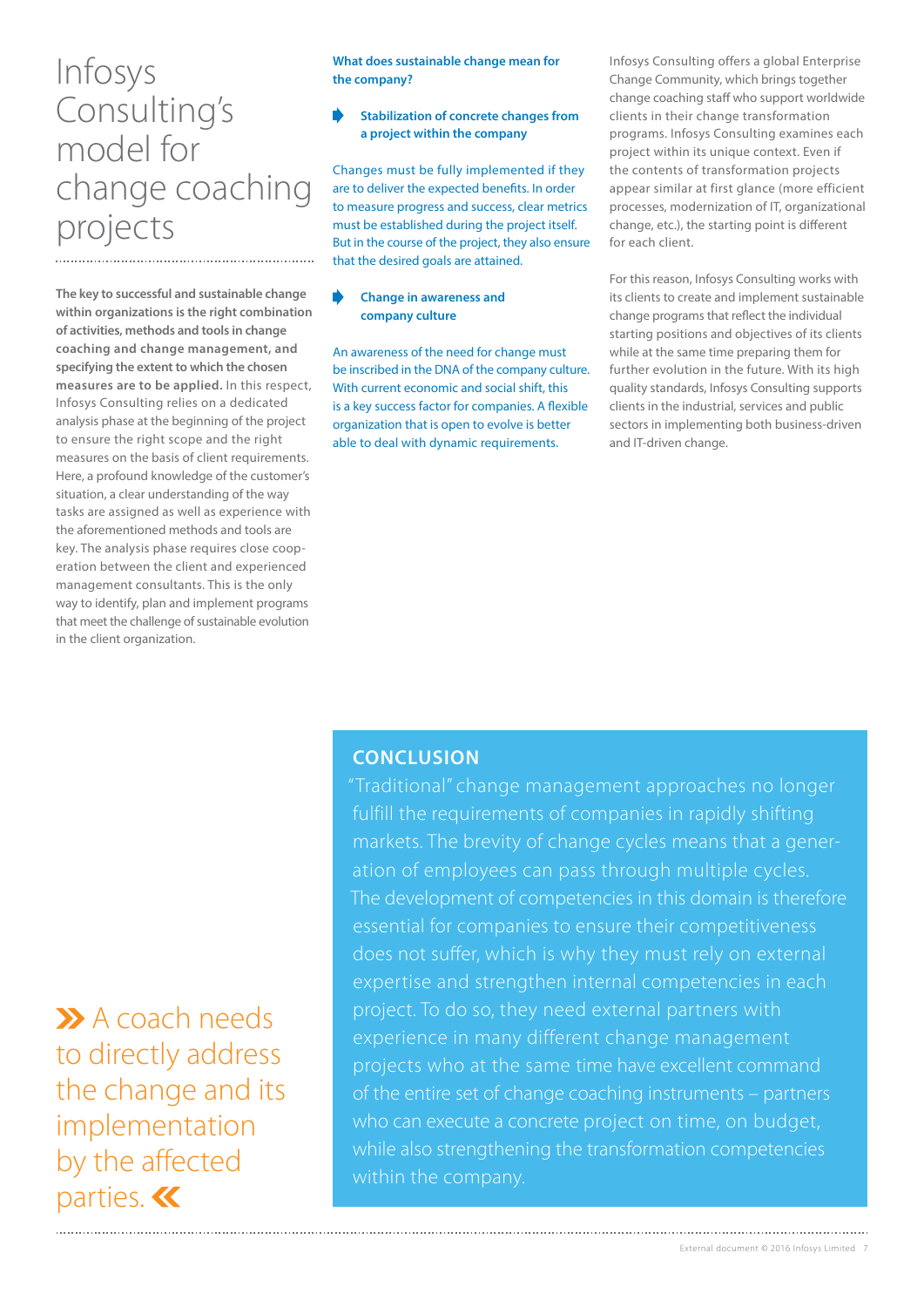# Infosys Consulting's model for change coaching projects

**The key to successful and sustainable change within organizations is the right combination of activities, methods and tools in change coaching and change management, and specifying the extent to which the chosen measures are to be applied.** In this respect, Infosys Consulting relies on a dedicated analysis phase at the beginning of the project to ensure the right scope and the right measures on the basis of client requirements. Here, a profound knowledge of the customer's situation, a clear understanding of the way tasks are assigned as well as experience with the aforementioned methods and tools are key. The analysis phase requires close cooperation between the client and experienced management consultants. This is the only way to identify, plan and implement programs that meet the challenge of sustainable evolution in the client organization.

**What does sustainable change mean for the company?**

**Stabilization of concrete changes from a project within the company**

Changes must be fully implemented if they are to deliver the expected benefits. In order to measure progress and success, clear metrics must be established during the project itself. But in the course of the project, they also ensure that the desired goals are attained.

**Change in awareness and company culture**

An awareness of the need for change must be inscribed in the DNA of the company culture. With current economic and social shift, this is a key success factor for companies. A flexible organization that is open to evolve is better able to deal with dynamic requirements.

Infosys Consulting offers a global Enterprise Change Community, which brings together change coaching staff who support worldwide clients in their change transformation programs. Infosys Consulting examines each project within its unique context. Even if the contents of transformation projects appear similar at first glance (more efficient processes, modernization of IT, organizational change, etc.), the starting point is different for each client.

For this reason, Infosys Consulting works with its clients to create and implement sustainable change programs that reflect the individual starting positions and objectives of its clients while at the same time preparing them for further evolution in the future. With its high quality standards, Infosys Consulting supports clients in the industrial, services and public sectors in implementing both business-driven and IT-driven change.

» A coach needs to directly address the change and its implementation by the affected parties. «

## CONCLUSION

"Traditional" change management approaches no longer fulfill the requirements of companies in rapidly shifting markets. The brevity of change cycles means that a generation of employees can pass through multiple cycles. The development of competencies in this domain is therefore essential for companies to ensure their competitiveness does not suffer, which is why they must rely on external expertise and strengthen internal competencies in each project. To do so, they need external partners with experience in many different change management projects who at the same time have excellent command of the entire set of change coaching instruments – partners who can execute a concrete project on time, on budget, while also strengthening the transformation competencies within the company.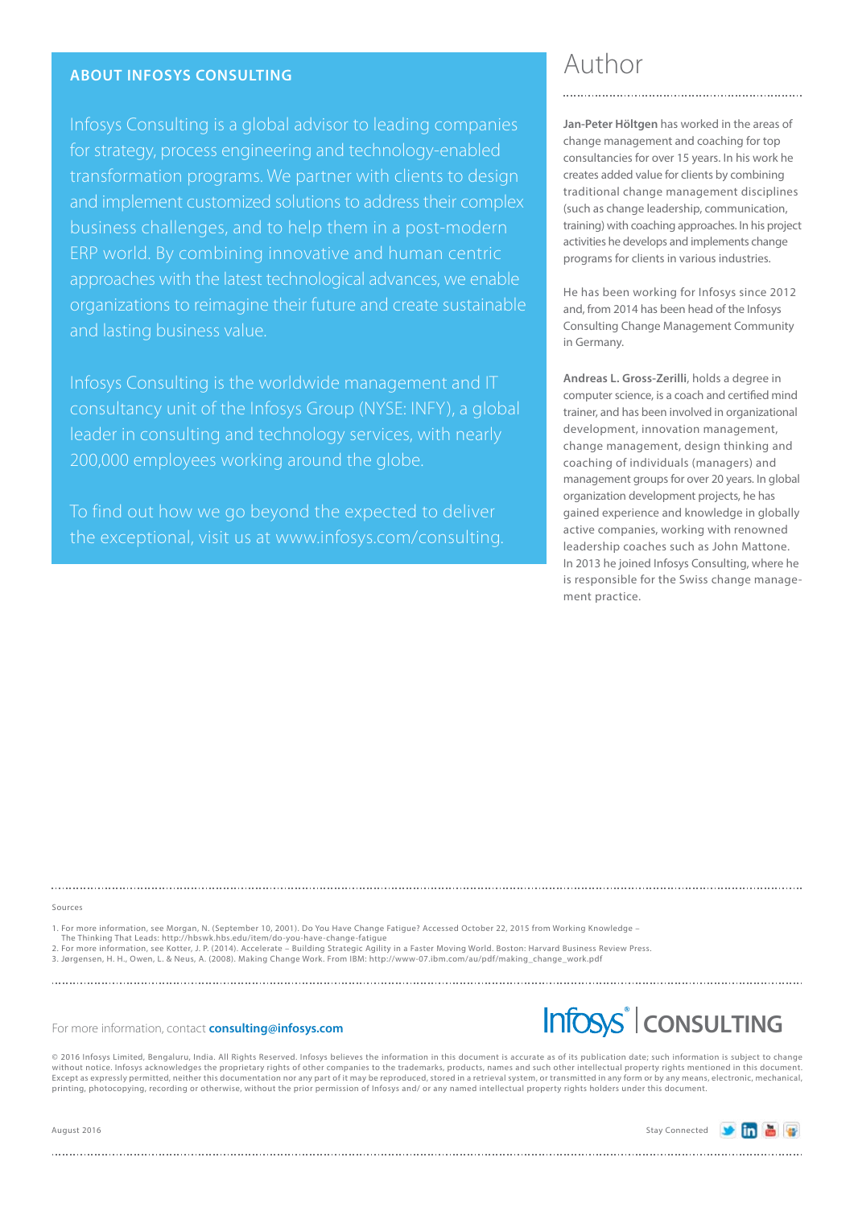## ABOUT INFOSYS CONSULTING

Infosys Consulting is a global advisor to leading companies for strategy, process engineering and technology-enabled transformation programs. We partner with clients to design and implement customized solutions to address their complex business challenges, and to help them in a post-modern ERP world. By combining innovative and human centric approaches with the latest technological advances, we enable organizations to reimagine their future and create sustainable and lasting business value.

Infosys Consulting is the worldwide management and IT consultancy unit of the Infosys Group (NYSE: INFY), a global leader in consulting and technology services, with nearly 200,000 employees working around the globe.

To find out how we go beyond the expected to deliver the exceptional, visit us at www.infosys.com/consulting.

# Author

**Jan-Peter Höltgen** has worked in the areas of change management and coaching for top consultancies for over 15 years. In his work he creates added value for clients by combining traditional change management disciplines (such as change leadership, communication, training) with coaching approaches. In his project activities he develops and implements change programs for clients in various industries.

He has been working for Infosys since 2012 and, from 2014 has been head of the Infosys Consulting Change Management Community in Germany.

**Andreas L. Gross-Zerilli**, holds a degree in computer science, is a coach and certified mind trainer, and has been involved in organizational development, innovation management, change management, design thinking and coaching of individuals (managers) and management groups for over 20 years. In global organization development projects, he has gained experience and knowledge in globally active companies, working with renowned leadership coaches such as John Mattone. In 2013 he joined Infosys Consulting, where he is responsible for the Swiss change management practice.

Sources

1. For more information, see Morgan, N. (September 10, 2001). Do You Have Change Fatigue? Accessed October 22, 2015 from Working Knowledge – The Thinking That Leads: http://hbswk.hbs.edu/item/do-you-have-change-fatigue
2. For more information, see Kotter, J. P. (2014). Accelerate – Building Strategic Agility in a Faster Moving World. Boston: Harvard Business Review Press.
3. Jørgensen, H. H., Owen, L. & Neus, A. (2008). Making Change Work. From IBM: http://www-07.ibm.com/au/pdf/making_change_work.pdf

For more information, contact **consulting@infosys.com**

Infosys® | CONSULTING

© 2016 Infosys Limited, Bengaluru, India. All Rights Reserved. Infosys believes the information in this document is accurate as of its publication date; such information is subject to change without notice. Infosys acknowledges the proprietary rights of other companies to the trademarks, products, names and such other intellectual property rights mentioned in this document. Except as expressly permitted, neither this documentation nor any part of it may be reproduced, stored in a retrieval system, or transmitted in any form or by any means, electronic, mechanical, printing, photocopying, recording or otherwise, without the prior permission of Infosys and/ or any named intellectual property rights holders under this document.

August 2016

Stay Connected